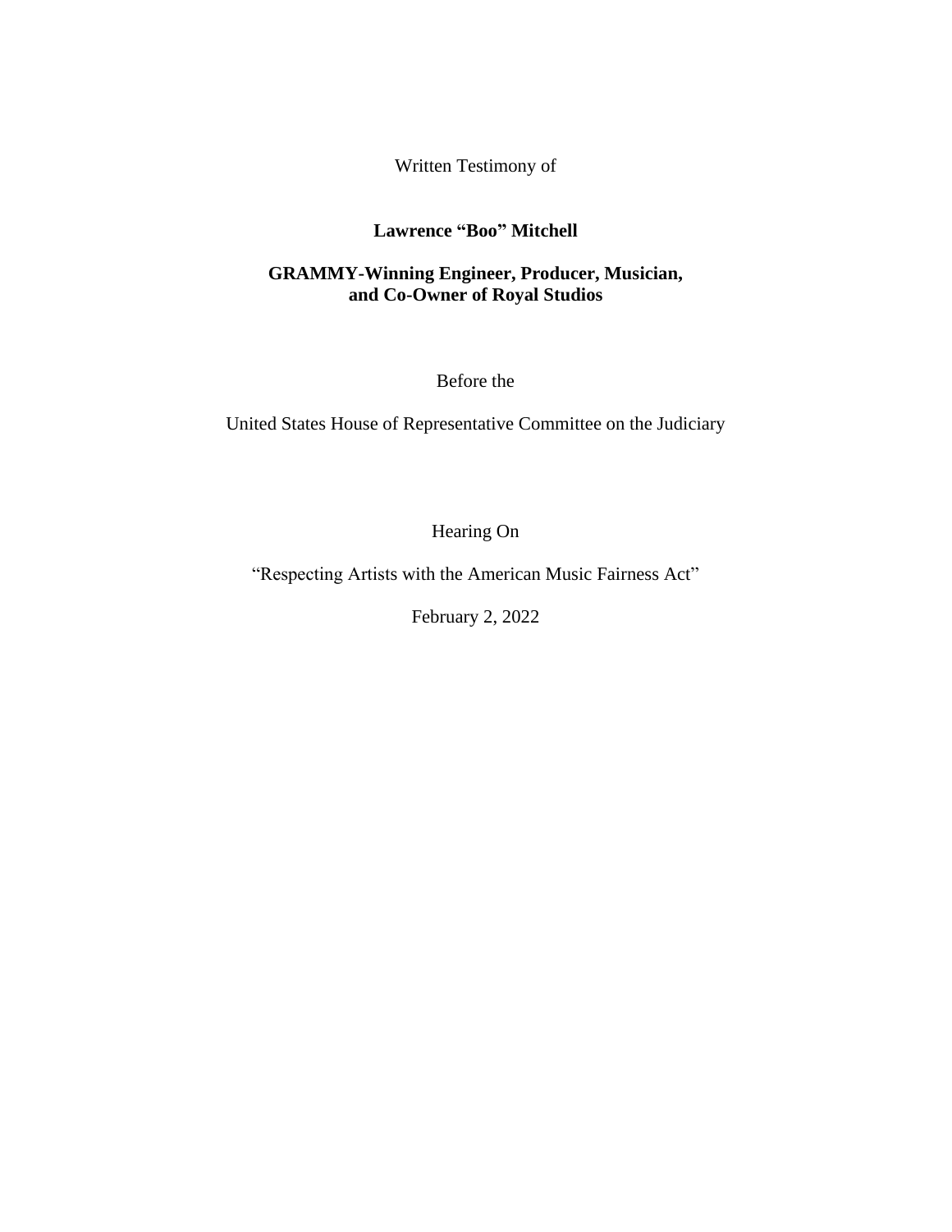Written Testimony of

**Lawrence "Boo" Mitchell**

**GRAMMY-Winning Engineer, Producer, Musician, and Co-Owner of Royal Studios**

Before the

United States House of Representative Committee on the Judiciary

Hearing On

"Respecting Artists with the American Music Fairness Act"

February 2, 2022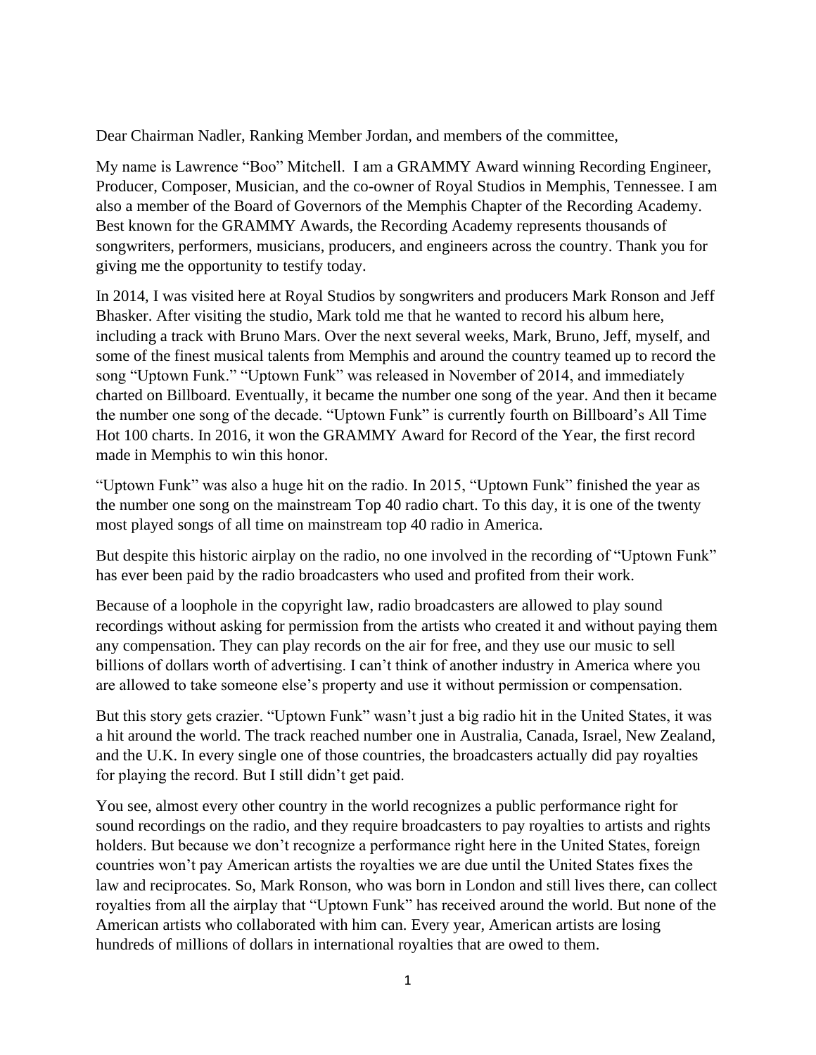Dear Chairman Nadler, Ranking Member Jordan, and members of the committee,

My name is Lawrence "Boo" Mitchell. I am a GRAMMY Award winning Recording Engineer, Producer, Composer, Musician, and the co-owner of Royal Studios in Memphis, Tennessee. I am also a member of the Board of Governors of the Memphis Chapter of the Recording Academy. Best known for the GRAMMY Awards, the Recording Academy represents thousands of songwriters, performers, musicians, producers, and engineers across the country. Thank you for giving me the opportunity to testify today.

In 2014, I was visited here at Royal Studios by songwriters and producers Mark Ronson and Jeff Bhasker. After visiting the studio, Mark told me that he wanted to record his album here, including a track with Bruno Mars. Over the next several weeks, Mark, Bruno, Jeff, myself, and some of the finest musical talents from Memphis and around the country teamed up to record the song "Uptown Funk." "Uptown Funk" was released in November of 2014, and immediately charted on Billboard. Eventually, it became the number one song of the year. And then it became the number one song of the decade. "Uptown Funk" is currently fourth on Billboard's All Time Hot 100 charts. In 2016, it won the GRAMMY Award for Record of the Year, the first record made in Memphis to win this honor.

"Uptown Funk" was also a huge hit on the radio. In 2015, "Uptown Funk" finished the year as the number one song on the mainstream Top 40 radio chart. To this day, it is one of the twenty most played songs of all time on mainstream top 40 radio in America.

But despite this historic airplay on the radio, no one involved in the recording of "Uptown Funk" has ever been paid by the radio broadcasters who used and profited from their work.

Because of a loophole in the copyright law, radio broadcasters are allowed to play sound recordings without asking for permission from the artists who created it and without paying them any compensation. They can play records on the air for free, and they use our music to sell billions of dollars worth of advertising. I can't think of another industry in America where you are allowed to take someone else's property and use it without permission or compensation.

But this story gets crazier. "Uptown Funk" wasn't just a big radio hit in the United States, it was a hit around the world. The track reached number one in Australia, Canada, Israel, New Zealand, and the U.K. In every single one of those countries, the broadcasters actually did pay royalties for playing the record. But I still didn't get paid.

You see, almost every other country in the world recognizes a public performance right for sound recordings on the radio, and they require broadcasters to pay royalties to artists and rights holders. But because we don't recognize a performance right here in the United States, foreign countries won't pay American artists the royalties we are due until the United States fixes the law and reciprocates. So, Mark Ronson, who was born in London and still lives there, can collect royalties from all the airplay that "Uptown Funk" has received around the world. But none of the American artists who collaborated with him can. Every year, American artists are losing hundreds of millions of dollars in international royalties that are owed to them.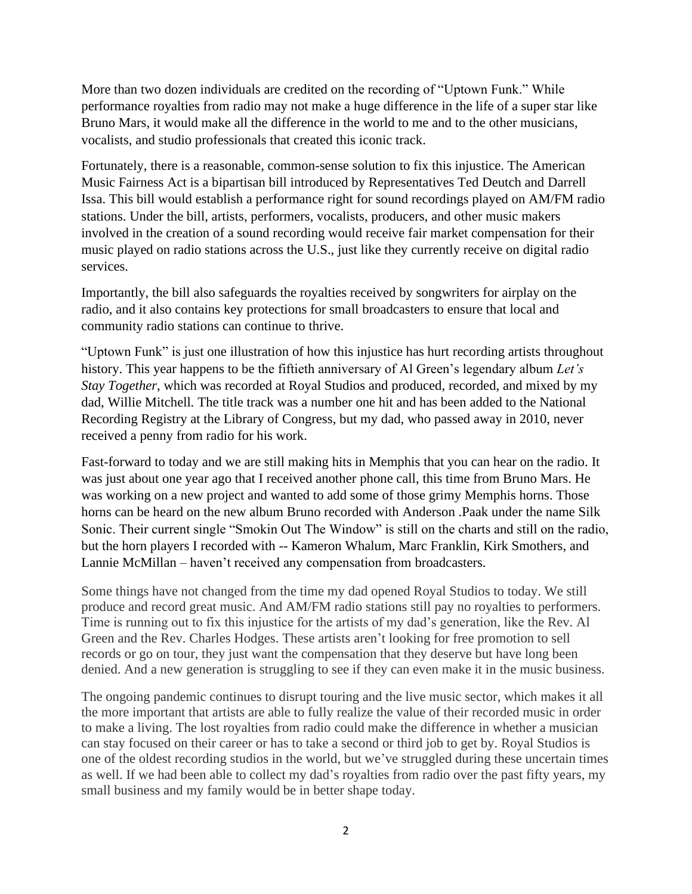More than two dozen individuals are credited on the recording of "Uptown Funk." While performance royalties from radio may not make a huge difference in the life of a super star like Bruno Mars, it would make all the difference in the world to me and to the other musicians, vocalists, and studio professionals that created this iconic track.

Fortunately, there is a reasonable, common-sense solution to fix this injustice. The American Music Fairness Act is a bipartisan bill introduced by Representatives Ted Deutch and Darrell Issa. This bill would establish a performance right for sound recordings played on AM/FM radio stations. Under the bill, artists, performers, vocalists, producers, and other music makers involved in the creation of a sound recording would receive fair market compensation for their music played on radio stations across the U.S., just like they currently receive on digital radio services.

Importantly, the bill also safeguards the royalties received by songwriters for airplay on the radio, and it also contains key protections for small broadcasters to ensure that local and community radio stations can continue to thrive.

"Uptown Funk" is just one illustration of how this injustice has hurt recording artists throughout history. This year happens to be the fiftieth anniversary of Al Green's legendary album *Let's Stay Together*, which was recorded at Royal Studios and produced, recorded, and mixed by my dad, Willie Mitchell. The title track was a number one hit and has been added to the National Recording Registry at the Library of Congress, but my dad, who passed away in 2010, never received a penny from radio for his work.

Fast-forward to today and we are still making hits in Memphis that you can hear on the radio. It was just about one year ago that I received another phone call, this time from Bruno Mars. He was working on a new project and wanted to add some of those grimy Memphis horns. Those horns can be heard on the new album Bruno recorded with Anderson .Paak under the name Silk Sonic. Their current single "Smokin Out The Window" is still on the charts and still on the radio, but the horn players I recorded with -- Kameron Whalum, Marc Franklin, Kirk Smothers, and Lannie McMillan – haven't received any compensation from broadcasters.

Some things have not changed from the time my dad opened Royal Studios to today. We still produce and record great music. And AM/FM radio stations still pay no royalties to performers. Time is running out to fix this injustice for the artists of my dad's generation, like the Rev. Al Green and the Rev. Charles Hodges. These artists aren't looking for free promotion to sell records or go on tour, they just want the compensation that they deserve but have long been denied. And a new generation is struggling to see if they can even make it in the music business.

The ongoing pandemic continues to disrupt touring and the live music sector, which makes it all the more important that artists are able to fully realize the value of their recorded music in order to make a living. The lost royalties from radio could make the difference in whether a musician can stay focused on their career or has to take a second or third job to get by. Royal Studios is one of the oldest recording studios in the world, but we've struggled during these uncertain times as well. If we had been able to collect my dad's royalties from radio over the past fifty years, my small business and my family would be in better shape today.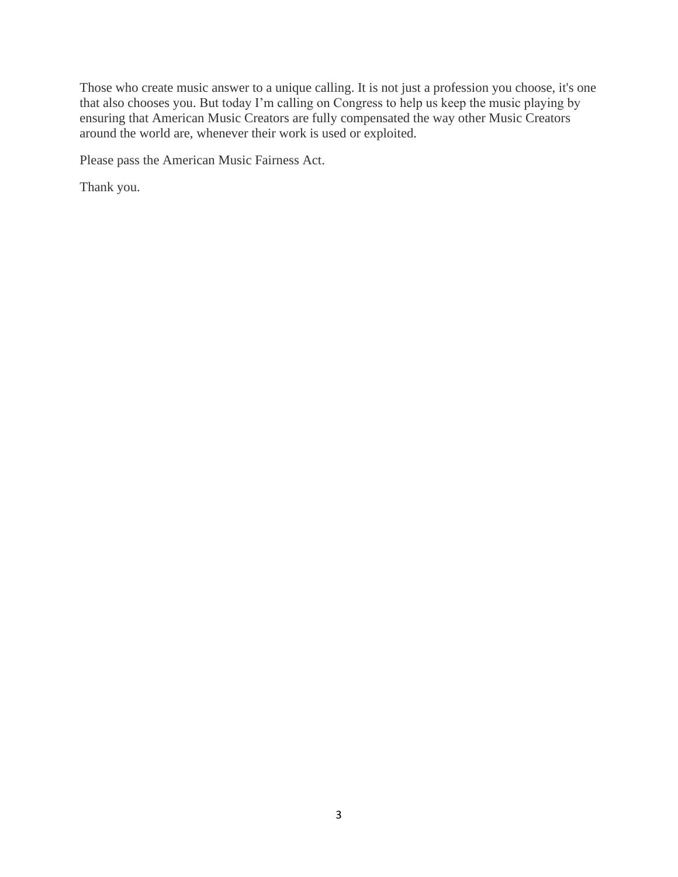Those who create music answer to a unique calling. It is not just a profession you choose, it's one that also chooses you. But today I'm calling on Congress to help us keep the music playing by ensuring that American Music Creators are fully compensated the way other Music Creators around the world are, whenever their work is used or exploited.

Please pass the American Music Fairness Act.

Thank you.